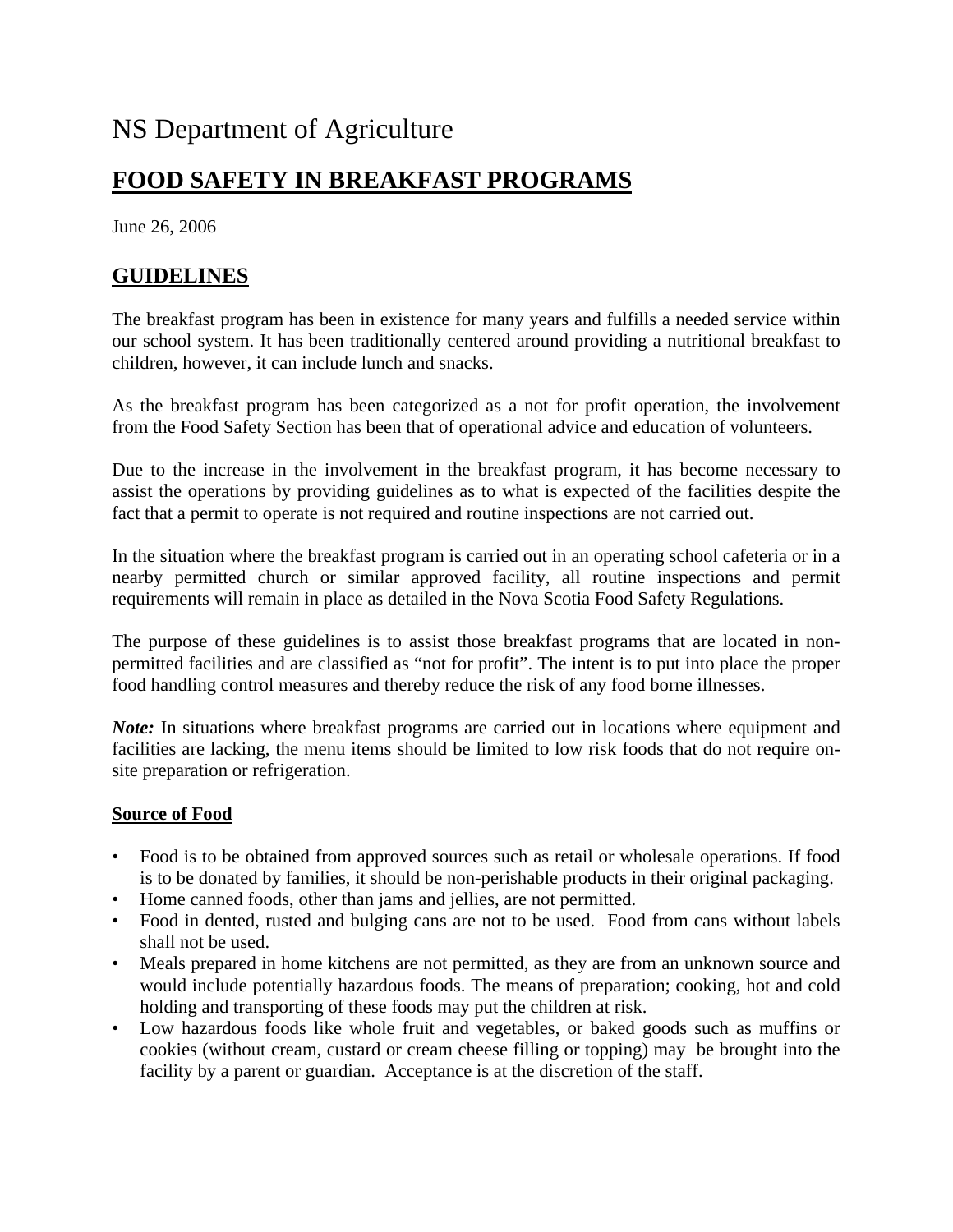# NS Department of Agriculture

## FOOD SAFETY IN BREAKFAST PROGRAMS

June 26, 2006

## GUIDELINES

The breakfast program has been in existence for many years and fulfills a needed service within our school system. It has been traditionally centered around providing a nutritional breakfast to children, however, it can include lunch and snacks.

As the breakfast program has been categorized as a not for profit operation, the involvement from the Food Safety Section has been that of operational advice and education of volunteers.

Due to the increase in the involvement in the breakfast program, it has become necessary to assist the operations by providing guidelines as to what is expected of the facilities despite the fact that a permit to operate is not required and routine inspections are not carried out.

In the situation where the breakfast program is carried out in an operating school cafeteria or in a nearby permitted church or similar approved facility, all routine inspections and permit requirements will remain in place as detailed in the Nova Scotia Food Safety Regulations.

The purpose of these guidelines is to assist those breakfast programs that are located in non-permitted facilities and are classified as "not for profit". The intent is to put into place the proper food handling control measures and thereby reduce the risk of any food borne illnesses.

***Note:*** In situations where breakfast programs are carried out in locations where equipment and facilities are lacking, the menu items should be limited to low risk foods that do not require on-site preparation or refrigeration.

### Source of Food

- Food is to be obtained from approved sources such as retail or wholesale operations. If food is to be donated by families, it should be non-perishable products in their original packaging.
- Home canned foods, other than jams and jellies, are not permitted.
- Food in dented, rusted and bulging cans are not to be used. Food from cans without labels shall not be used.
- Meals prepared in home kitchens are not permitted, as they are from an unknown source and would include potentially hazardous foods. The means of preparation; cooking, hot and cold holding and transporting of these foods may put the children at risk.
- Low hazardous foods like whole fruit and vegetables, or baked goods such as muffins or cookies (without cream, custard or cream cheese filling or topping) may be brought into the facility by a parent or guardian. Acceptance is at the discretion of the staff.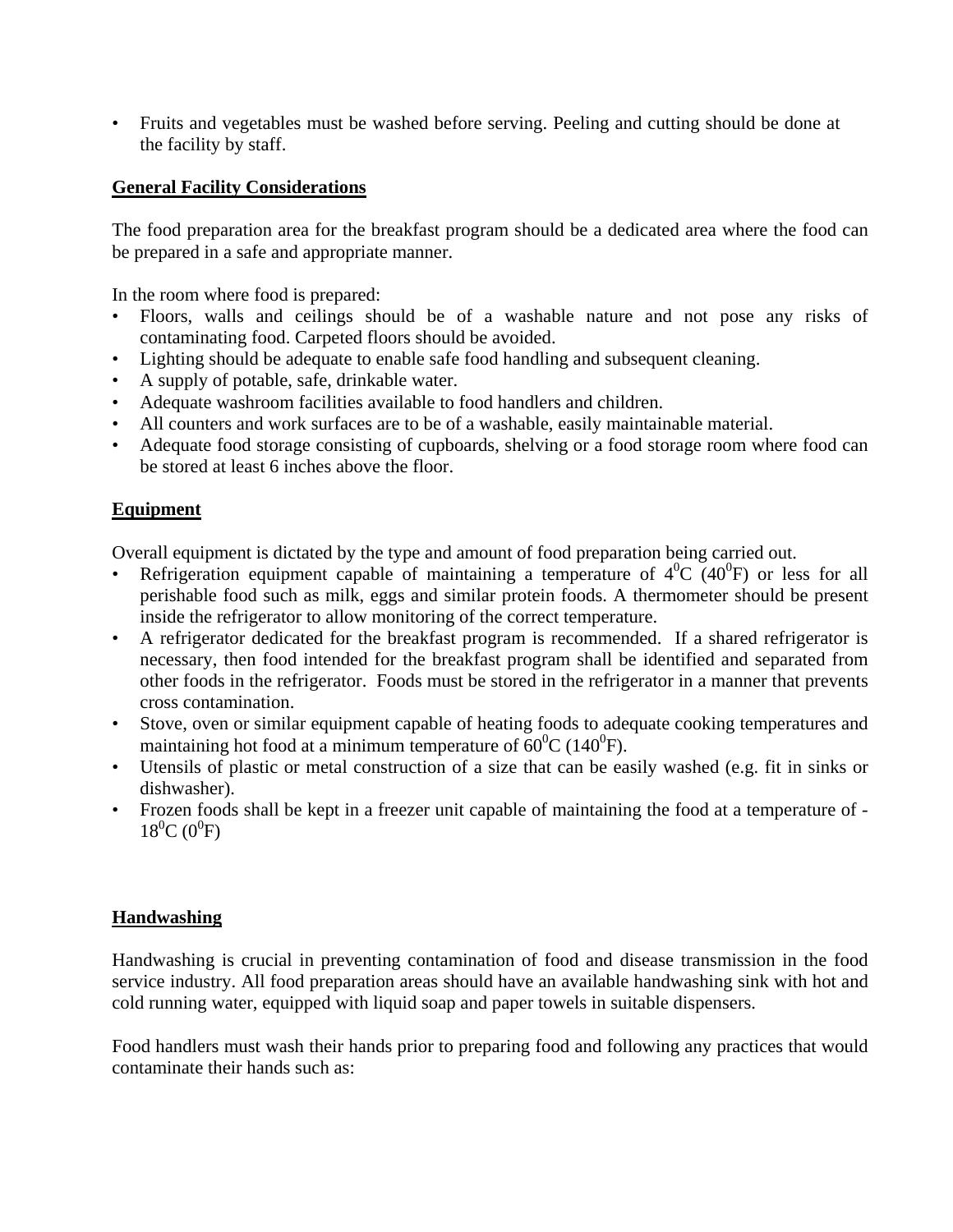- Fruits and vegetables must be washed before serving. Peeling and cutting should be done at the facility by staff.

**General Facility Considerations**

The food preparation area for the breakfast program should be a dedicated area where the food can be prepared in a safe and appropriate manner.

In the room where food is prepared:

- Floors, walls and ceilings should be of a washable nature and not pose any risks of contaminating food. Carpeted floors should be avoided.
- Lighting should be adequate to enable safe food handling and subsequent cleaning.
- A supply of potable, safe, drinkable water.
- Adequate washroom facilities available to food handlers and children.
- All counters and work surfaces are to be of a washable, easily maintainable material.
- Adequate food storage consisting of cupboards, shelving or a food storage room where food can be stored at least 6 inches above the floor.

**Equipment**

Overall equipment is dictated by the type and amount of food preparation being carried out.

- Refrigeration equipment capable of maintaining a temperature of $4^{0}$C ($40^{0}$F) or less for all perishable food such as milk, eggs and similar protein foods. A thermometer should be present inside the refrigerator to allow monitoring of the correct temperature.
- A refrigerator dedicated for the breakfast program is recommended. If a shared refrigerator is necessary, then food intended for the breakfast program shall be identified and separated from other foods in the refrigerator. Foods must be stored in the refrigerator in a manner that prevents cross contamination.
- Stove, oven or similar equipment capable of heating foods to adequate cooking temperatures and maintaining hot food at a minimum temperature of $60^{0}$C ($140^{0}$F).
- Utensils of plastic or metal construction of a size that can be easily washed (e.g. fit in sinks or dishwasher).
- Frozen foods shall be kept in a freezer unit capable of maintaining the food at a temperature of -$18^{0}$C ($0^{0}$F)

**Handwashing**

Handwashing is crucial in preventing contamination of food and disease transmission in the food service industry. All food preparation areas should have an available handwashing sink with hot and cold running water, equipped with liquid soap and paper towels in suitable dispensers.

Food handlers must wash their hands prior to preparing food and following any practices that would contaminate their hands such as: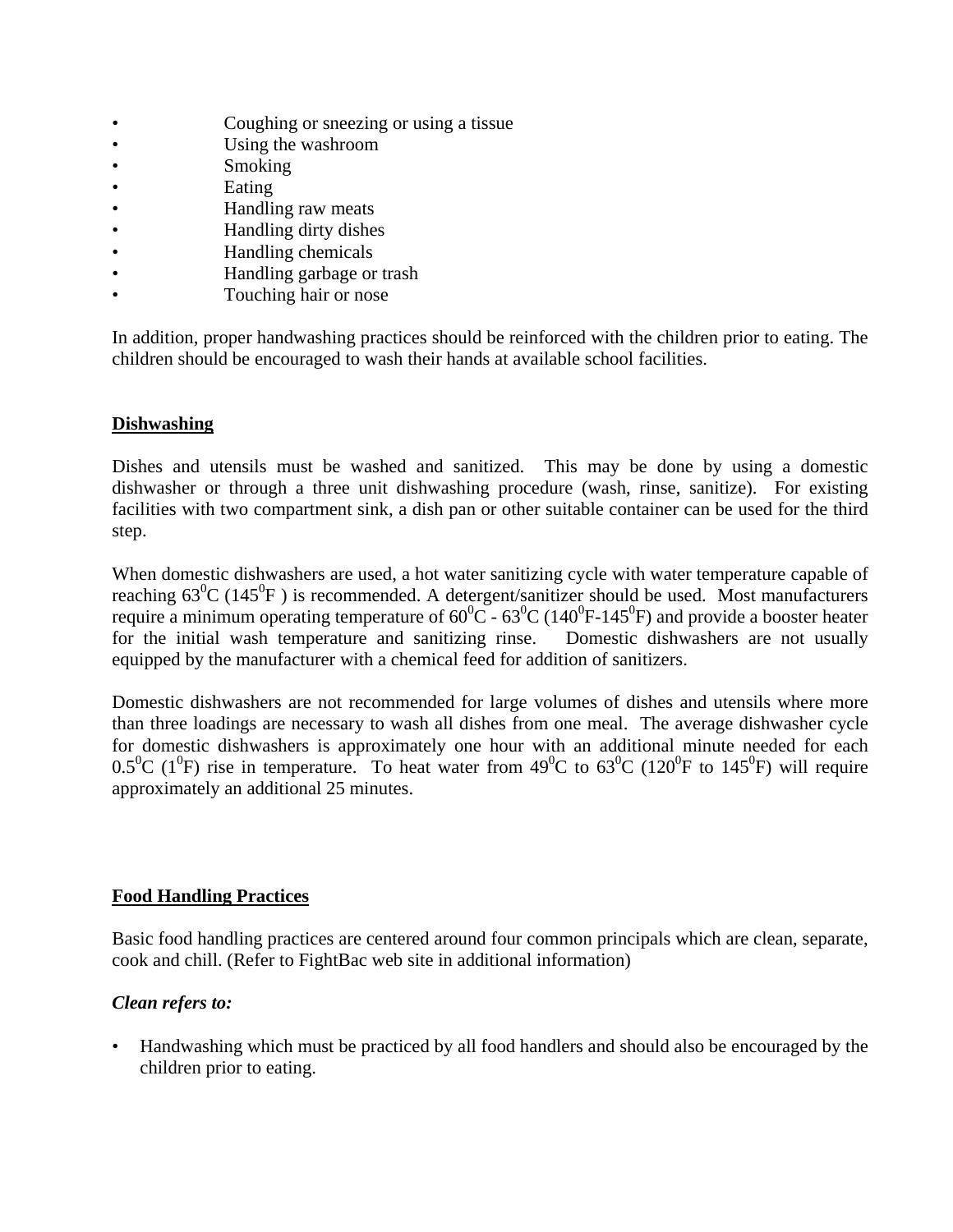- Coughing or sneezing or using a tissue
- Using the washroom
- Smoking
- Eating
- Handling raw meats
- Handling dirty dishes
- Handling chemicals
- Handling garbage or trash
- Touching hair or nose

In addition, proper handwashing practices should be reinforced with the children prior to eating. The children should be encouraged to wash their hands at available school facilities.

## Dishwashing

Dishes and utensils must be washed and sanitized. This may be done by using a domestic dishwasher or through a three unit dishwashing procedure (wash, rinse, sanitize). For existing facilities with two compartment sink, a dish pan or other suitable container can be used for the third step.

When domestic dishwashers are used, a hot water sanitizing cycle with water temperature capable of reaching $63^0$C ($145^0$F ) is recommended. A detergent/sanitizer should be used. Most manufacturers require a minimum operating temperature of $60^0$C - $63^0$C ($140^0$F-$145^0$F) and provide a booster heater for the initial wash temperature and sanitizing rinse. Domestic dishwashers are not usually equipped by the manufacturer with a chemical feed for addition of sanitizers.

Domestic dishwashers are not recommended for large volumes of dishes and utensils where more than three loadings are necessary to wash all dishes from one meal. The average dishwasher cycle for domestic dishwashers is approximately one hour with an additional minute needed for each $0.5^0$C ($1^0$F) rise in temperature. To heat water from $49^0$C to $63^0$C ($120^0$F to $145^0$F) will require approximately an additional 25 minutes.

## Food Handling Practices

Basic food handling practices are centered around four common principals which are clean, separate, cook and chill. (Refer to FightBac web site in additional information)

***Clean refers to:***

- Handwashing which must be practiced by all food handlers and should also be encouraged by the children prior to eating.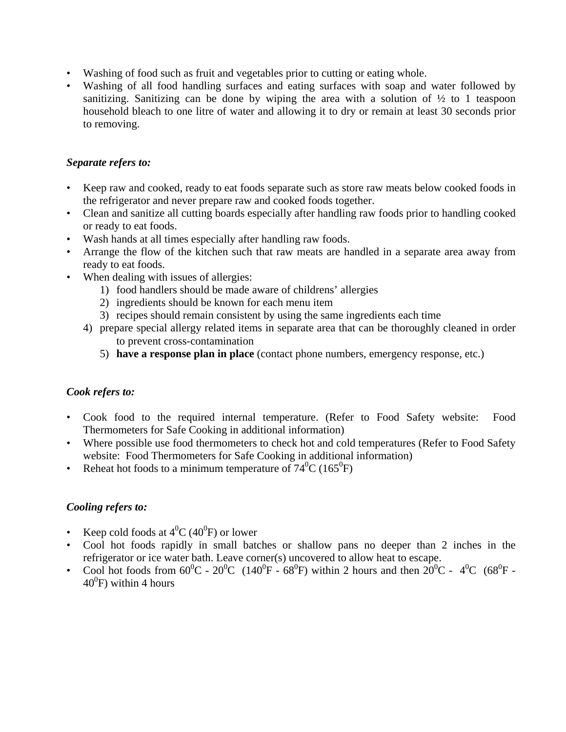- Washing of food such as fruit and vegetables prior to cutting or eating whole.
- Washing of all food handling surfaces and eating surfaces with soap and water followed by sanitizing. Sanitizing can be done by wiping the area with a solution of ½ to 1 teaspoon household bleach to one litre of water and allowing it to dry or remain at least 30 seconds prior to removing.

***Separate refers to:***

- Keep raw and cooked, ready to eat foods separate such as store raw meats below cooked foods in the refrigerator and never prepare raw and cooked foods together.
- Clean and sanitize all cutting boards especially after handling raw foods prior to handling cooked or ready to eat foods.
- Wash hands at all times especially after handling raw foods.
- Arrange the flow of the kitchen such that raw meats are handled in a separate area away from ready to eat foods.
- When dealing with issues of allergies:
  1) food handlers should be made aware of childrens' allergies
  2) ingredients should be known for each menu item
  3) recipes should remain consistent by using the same ingredients each time
  4) prepare special allergy related items in separate area that can be thoroughly cleaned in order to prevent cross-contamination
  5) **have a response plan in place** (contact phone numbers, emergency response, etc.)

***Cook refers to:***

- Cook food to the required internal temperature. (Refer to Food Safety website: Food Thermometers for Safe Cooking in additional information)
- Where possible use food thermometers to check hot and cold temperatures (Refer to Food Safety website: Food Thermometers for Safe Cooking in additional information)
- Reheat hot foods to a minimum temperature of $74^0$C ($165^0$F)

***Cooling refers to:***

- Keep cold foods at $4^0$C ($40^0$F) or lower
- Cool hot foods rapidly in small batches or shallow pans no deeper than 2 inches in the refrigerator or ice water bath. Leave corner(s) uncovered to allow heat to escape.
- Cool hot foods from $60^0$C - $20^0$C ($140^0$F - $68^0$F) within 2 hours and then $20^0$C - $4^0$C ($68^0$F - $40^0$F) within 4 hours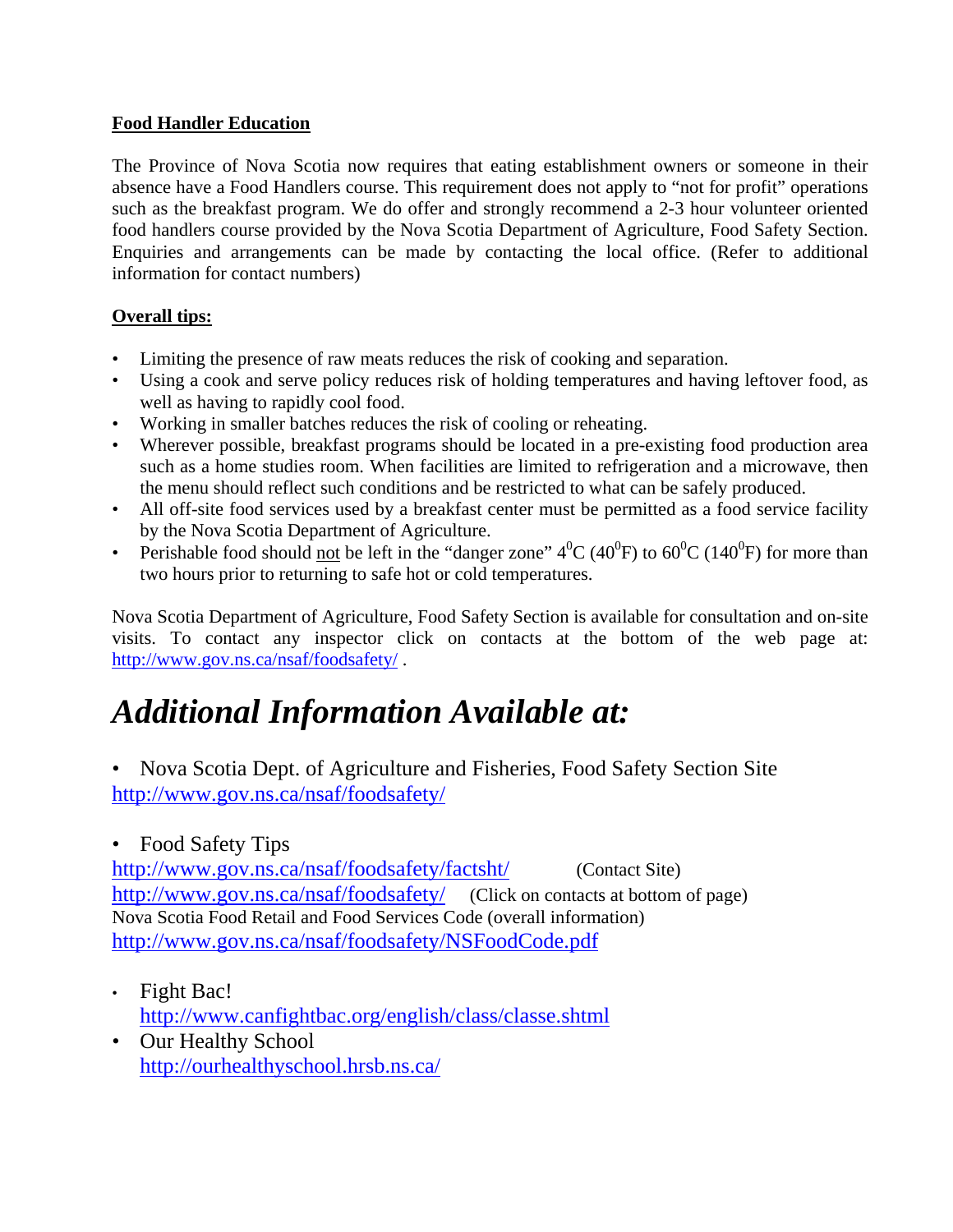**Food Handler Education**

The Province of Nova Scotia now requires that eating establishment owners or someone in their absence have a Food Handlers course. This requirement does not apply to "not for profit" operations such as the breakfast program. We do offer and strongly recommend a 2-3 hour volunteer oriented food handlers course provided by the Nova Scotia Department of Agriculture, Food Safety Section. Enquiries and arrangements can be made by contacting the local office. (Refer to additional information for contact numbers)

**Overall tips:**

- Limiting the presence of raw meats reduces the risk of cooking and separation.
- Using a cook and serve policy reduces risk of holding temperatures and having leftover food, as well as having to rapidly cool food.
- Working in smaller batches reduces the risk of cooling or reheating.
- Wherever possible, breakfast programs should be located in a pre-existing food production area such as a home studies room. When facilities are limited to refrigeration and a microwave, then the menu should reflect such conditions and be restricted to what can be safely produced.
- All off-site food services used by a breakfast center must be permitted as a food service facility by the Nova Scotia Department of Agriculture.
- Perishable food should not be left in the "danger zone" $4^0$C ($40^0$F) to $60^0$C ($140^0$F) for more than two hours prior to returning to safe hot or cold temperatures.

Nova Scotia Department of Agriculture, Food Safety Section is available for consultation and on-site visits. To contact any inspector click on contacts at the bottom of the web page at: http://www.gov.ns.ca/nsaf/foodsafety/ .

# *Additional Information Available at:*

- Nova Scotia Dept. of Agriculture and Fisheries, Food Safety Section Site
http://www.gov.ns.ca/nsaf/foodsafety/

- Food Safety Tips
http://www.gov.ns.ca/nsaf/foodsafety/factsht/ (Contact Site)
http://www.gov.ns.ca/nsaf/foodsafety/ (Click on contacts at bottom of page)
Nova Scotia Food Retail and Food Services Code (overall information)
http://www.gov.ns.ca/nsaf/foodsafety/NSFoodCode.pdf

- Fight Bac!
http://www.canfightbac.org/english/class/classe.shtml
- Our Healthy School
http://ourhealthyschool.hrsb.ns.ca/